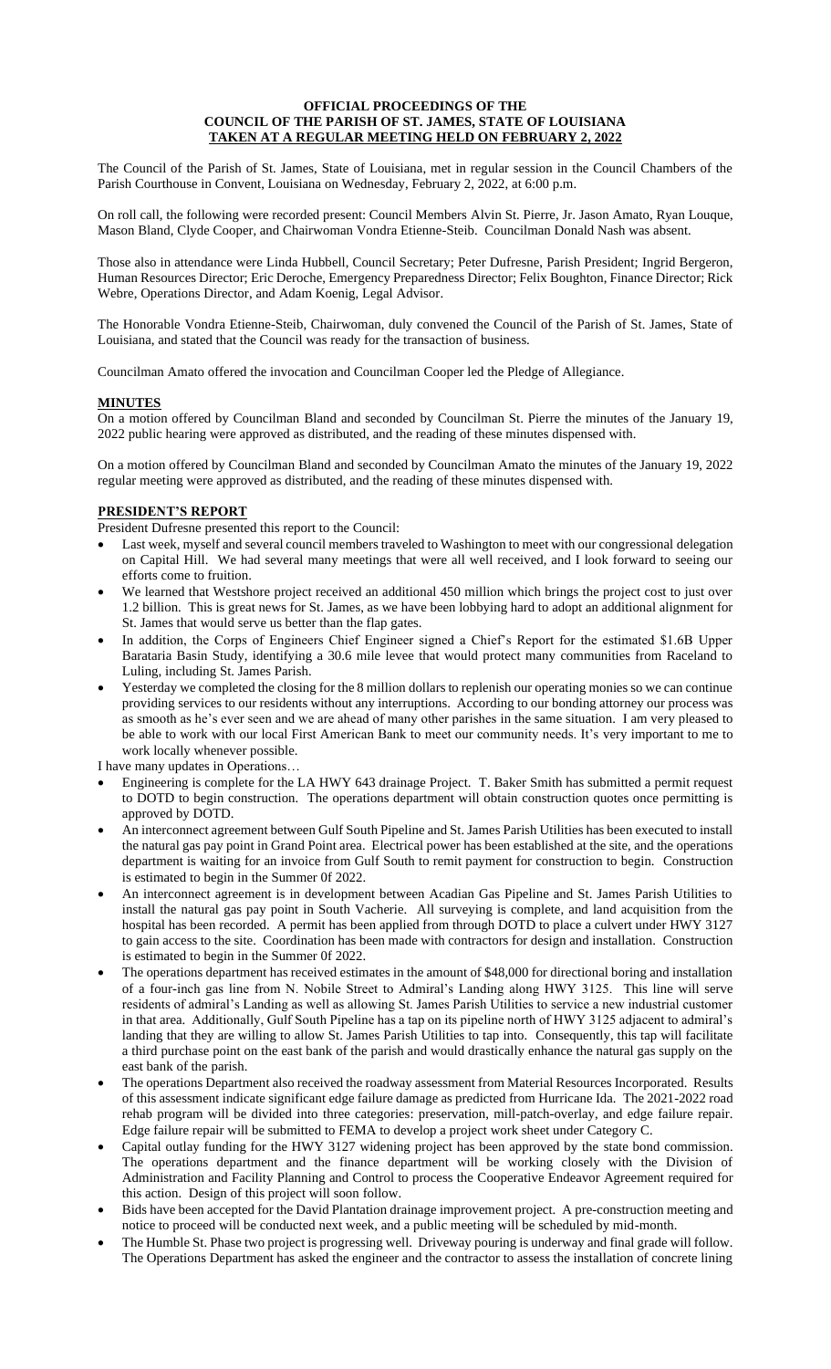**OFFICIAL PROCEEDINGS OF THE**
**COUNCIL OF THE PARISH OF ST. JAMES, STATE OF LOUISIANA**
**TAKEN AT A REGULAR MEETING HELD ON FEBRUARY 2, 2022**

The Council of the Parish of St. James, State of Louisiana, met in regular session in the Council Chambers of the Parish Courthouse in Convent, Louisiana on Wednesday, February 2, 2022, at 6:00 p.m.

On roll call, the following were recorded present: Council Members Alvin St. Pierre, Jr. Jason Amato, Ryan Louque, Mason Bland, Clyde Cooper, and Chairwoman Vondra Etienne-Steib. Councilman Donald Nash was absent.

Those also in attendance were Linda Hubbell, Council Secretary; Peter Dufresne, Parish President; Ingrid Bergeron, Human Resources Director; Eric Deroche, Emergency Preparedness Director; Felix Boughton, Finance Director; Rick Webre, Operations Director, and Adam Koenig, Legal Advisor.

The Honorable Vondra Etienne-Steib, Chairwoman, duly convened the Council of the Parish of St. James, State of Louisiana, and stated that the Council was ready for the transaction of business.

Councilman Amato offered the invocation and Councilman Cooper led the Pledge of Allegiance.

**MINUTES**

On a motion offered by Councilman Bland and seconded by Councilman St. Pierre the minutes of the January 19, 2022 public hearing were approved as distributed, and the reading of these minutes dispensed with.

On a motion offered by Councilman Bland and seconded by Councilman Amato the minutes of the January 19, 2022 regular meeting were approved as distributed, and the reading of these minutes dispensed with.

**PRESIDENT'S REPORT**

President Dufresne presented this report to the Council:

- Last week, myself and several council members traveled to Washington to meet with our congressional delegation on Capital Hill. We had several many meetings that were all well received, and I look forward to seeing our efforts come to fruition.
- We learned that Westshore project received an additional 450 million which brings the project cost to just over 1.2 billion. This is great news for St. James, as we have been lobbying hard to adopt an additional alignment for St. James that would serve us better than the flap gates.
- In addition, the Corps of Engineers Chief Engineer signed a Chief's Report for the estimated $1.6B Upper Barataria Basin Study, identifying a 30.6 mile levee that would protect many communities from Raceland to Luling, including St. James Parish.
- Yesterday we completed the closing for the 8 million dollars to replenish our operating monies so we can continue providing services to our residents without any interruptions. According to our bonding attorney our process was as smooth as he's ever seen and we are ahead of many other parishes in the same situation. I am very pleased to be able to work with our local First American Bank to meet our community needs. It's very important to me to work locally whenever possible.

I have many updates in Operations…

- Engineering is complete for the LA HWY 643 drainage Project. T. Baker Smith has submitted a permit request to DOTD to begin construction. The operations department will obtain construction quotes once permitting is approved by DOTD.
- An interconnect agreement between Gulf South Pipeline and St. James Parish Utilities has been executed to install the natural gas pay point in Grand Point area. Electrical power has been established at the site, and the operations department is waiting for an invoice from Gulf South to remit payment for construction to begin. Construction is estimated to begin in the Summer 0f 2022.
- An interconnect agreement is in development between Acadian Gas Pipeline and St. James Parish Utilities to install the natural gas pay point in South Vacherie. All surveying is complete, and land acquisition from the hospital has been recorded. A permit has been applied from through DOTD to place a culvert under HWY 3127 to gain access to the site. Coordination has been made with contractors for design and installation. Construction is estimated to begin in the Summer 0f 2022.
- The operations department has received estimates in the amount of $48,000 for directional boring and installation of a four-inch gas line from N. Nobile Street to Admiral's Landing along HWY 3125. This line will serve residents of admiral's Landing as well as allowing St. James Parish Utilities to service a new industrial customer in that area. Additionally, Gulf South Pipeline has a tap on its pipeline north of HWY 3125 adjacent to admiral's landing that they are willing to allow St. James Parish Utilities to tap into. Consequently, this tap will facilitate a third purchase point on the east bank of the parish and would drastically enhance the natural gas supply on the east bank of the parish.
- The operations Department also received the roadway assessment from Material Resources Incorporated. Results of this assessment indicate significant edge failure damage as predicted from Hurricane Ida. The 2021-2022 road rehab program will be divided into three categories: preservation, mill-patch-overlay, and edge failure repair. Edge failure repair will be submitted to FEMA to develop a project work sheet under Category C.
- Capital outlay funding for the HWY 3127 widening project has been approved by the state bond commission. The operations department and the finance department will be working closely with the Division of Administration and Facility Planning and Control to process the Cooperative Endeavor Agreement required for this action. Design of this project will soon follow.
- Bids have been accepted for the David Plantation drainage improvement project. A pre-construction meeting and notice to proceed will be conducted next week, and a public meeting will be scheduled by mid-month.
- The Humble St. Phase two project is progressing well. Driveway pouring is underway and final grade will follow. The Operations Department has asked the engineer and the contractor to assess the installation of concrete lining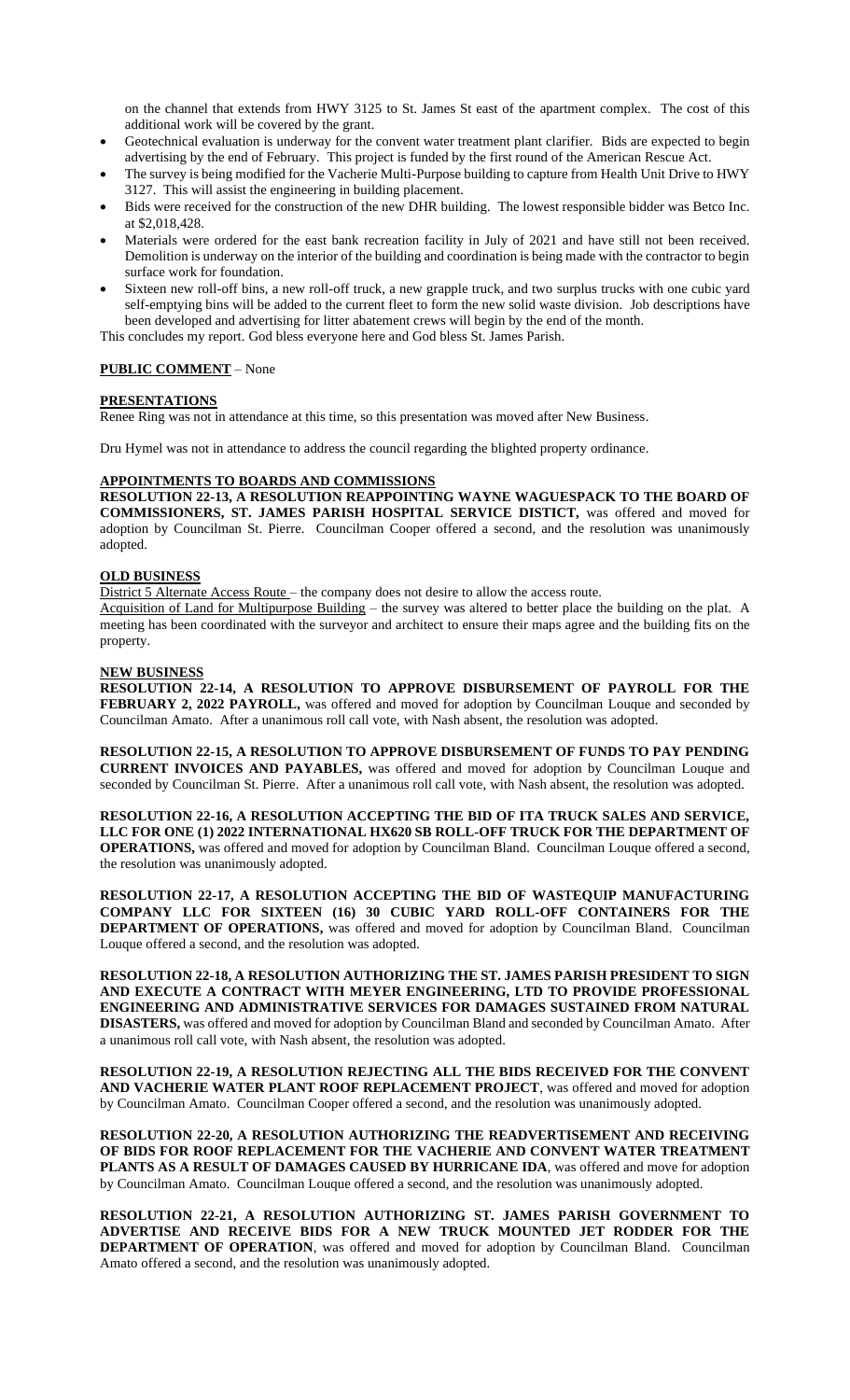on the channel that extends from HWY 3125 to St. James St east of the apartment complex. The cost of this additional work will be covered by the grant.

- Geotechnical evaluation is underway for the convent water treatment plant clarifier. Bids are expected to begin advertising by the end of February. This project is funded by the first round of the American Rescue Act.
- The survey is being modified for the Vacherie Multi-Purpose building to capture from Health Unit Drive to HWY 3127. This will assist the engineering in building placement.
- Bids were received for the construction of the new DHR building. The lowest responsible bidder was Betco Inc. at $2,018,428.
- Materials were ordered for the east bank recreation facility in July of 2021 and have still not been received. Demolition is underway on the interior of the building and coordination is being made with the contractor to begin surface work for foundation.
- Sixteen new roll-off bins, a new roll-off truck, a new grapple truck, and two surplus trucks with one cubic yard self-emptying bins will be added to the current fleet to form the new solid waste division. Job descriptions have been developed and advertising for litter abatement crews will begin by the end of the month.

This concludes my report. God bless everyone here and God bless St. James Parish.

**PUBLIC COMMENT** – None

**PRESENTATIONS**

Renee Ring was not in attendance at this time, so this presentation was moved after New Business.

Dru Hymel was not in attendance to address the council regarding the blighted property ordinance.

**APPOINTMENTS TO BOARDS AND COMMISSIONS**

**RESOLUTION 22-13, A RESOLUTION REAPPOINTING WAYNE WAGUESPACK TO THE BOARD OF COMMISSIONERS, ST. JAMES PARISH HOSPITAL SERVICE DISTICT,** was offered and moved for adoption by Councilman St. Pierre. Councilman Cooper offered a second, and the resolution was unanimously adopted.

**OLD BUSINESS**

District 5 Alternate Access Route – the company does not desire to allow the access route.

Acquisition of Land for Multipurpose Building – the survey was altered to better place the building on the plat. A meeting has been coordinated with the surveyor and architect to ensure their maps agree and the building fits on the property.

**NEW BUSINESS**

**RESOLUTION 22-14, A RESOLUTION TO APPROVE DISBURSEMENT OF PAYROLL FOR THE FEBRUARY 2, 2022 PAYROLL,** was offered and moved for adoption by Councilman Louque and seconded by Councilman Amato. After a unanimous roll call vote, with Nash absent, the resolution was adopted.

**RESOLUTION 22-15, A RESOLUTION TO APPROVE DISBURSEMENT OF FUNDS TO PAY PENDING CURRENT INVOICES AND PAYABLES,** was offered and moved for adoption by Councilman Louque and seconded by Councilman St. Pierre. After a unanimous roll call vote, with Nash absent, the resolution was adopted.

**RESOLUTION 22-16, A RESOLUTION ACCEPTING THE BID OF ITA TRUCK SALES AND SERVICE, LLC FOR ONE (1) 2022 INTERNATIONAL HX620 SB ROLL-OFF TRUCK FOR THE DEPARTMENT OF OPERATIONS,** was offered and moved for adoption by Councilman Bland. Councilman Louque offered a second, the resolution was unanimously adopted.

**RESOLUTION 22-17, A RESOLUTION ACCEPTING THE BID OF WASTEQUIP MANUFACTURING COMPANY LLC FOR SIXTEEN (16) 30 CUBIC YARD ROLL-OFF CONTAINERS FOR THE DEPARTMENT OF OPERATIONS,** was offered and moved for adoption by Councilman Bland. Councilman Louque offered a second, and the resolution was adopted.

**RESOLUTION 22-18, A RESOLUTION AUTHORIZING THE ST. JAMES PARISH PRESIDENT TO SIGN AND EXECUTE A CONTRACT WITH MEYER ENGINEERING, LTD TO PROVIDE PROFESSIONAL ENGINEERING AND ADMINISTRATIVE SERVICES FOR DAMAGES SUSTAINED FROM NATURAL DISASTERS,** was offered and moved for adoption by Councilman Bland and seconded by Councilman Amato. After a unanimous roll call vote, with Nash absent, the resolution was adopted.

**RESOLUTION 22-19, A RESOLUTION REJECTING ALL THE BIDS RECEIVED FOR THE CONVENT AND VACHERIE WATER PLANT ROOF REPLACEMENT PROJECT**, was offered and moved for adoption by Councilman Amato. Councilman Cooper offered a second, and the resolution was unanimously adopted.

**RESOLUTION 22-20, A RESOLUTION AUTHORIZING THE READVERTISEMENT AND RECEIVING OF BIDS FOR ROOF REPLACEMENT FOR THE VACHERIE AND CONVENT WATER TREATMENT PLANTS AS A RESULT OF DAMAGES CAUSED BY HURRICANE IDA**, was offered and move for adoption by Councilman Amato. Councilman Louque offered a second, and the resolution was unanimously adopted.

**RESOLUTION 22-21, A RESOLUTION AUTHORIZING ST. JAMES PARISH GOVERNMENT TO ADVERTISE AND RECEIVE BIDS FOR A NEW TRUCK MOUNTED JET RODDER FOR THE DEPARTMENT OF OPERATION**, was offered and moved for adoption by Councilman Bland. Councilman Amato offered a second, and the resolution was unanimously adopted.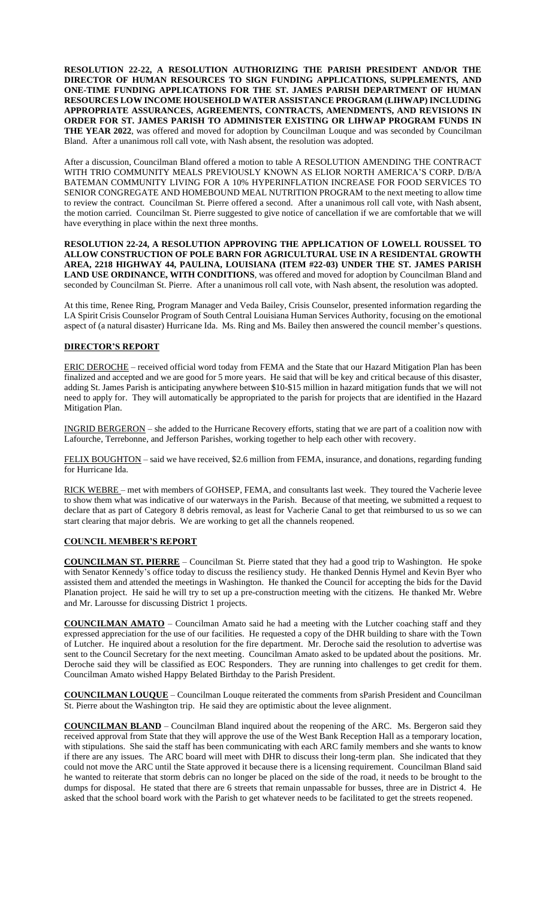**RESOLUTION 22-22, A RESOLUTION AUTHORIZING THE PARISH PRESIDENT AND/OR THE DIRECTOR OF HUMAN RESOURCES TO SIGN FUNDING APPLICATIONS, SUPPLEMENTS, AND ONE-TIME FUNDING APPLICATIONS FOR THE ST. JAMES PARISH DEPARTMENT OF HUMAN RESOURCES LOW INCOME HOUSEHOLD WATER ASSISTANCE PROGRAM (LIHWAP) INCLUDING APPROPRIATE ASSURANCES, AGREEMENTS, CONTRACTS, AMENDMENTS, AND REVISIONS IN ORDER FOR ST. JAMES PARISH TO ADMINISTER EXISTING OR LIHWAP PROGRAM FUNDS IN THE YEAR 2022**, was offered and moved for adoption by Councilman Louque and was seconded by Councilman Bland. After a unanimous roll call vote, with Nash absent, the resolution was adopted.

After a discussion, Councilman Bland offered a motion to table A RESOLUTION AMENDING THE CONTRACT WITH TRIO COMMUNITY MEALS PREVIOUSLY KNOWN AS ELIOR NORTH AMERICA'S CORP. D/B/A BATEMAN COMMUNITY LIVING FOR A 10% HYPERINFLATION INCREASE FOR FOOD SERVICES TO SENIOR CONGREGATE AND HOMEBOUND MEAL NUTRITION PROGRAM to the next meeting to allow time to review the contract. Councilman St. Pierre offered a second. After a unanimous roll call vote, with Nash absent, the motion carried. Councilman St. Pierre suggested to give notice of cancellation if we are comfortable that we will have everything in place within the next three months.

**RESOLUTION 22-24, A RESOLUTION APPROVING THE APPLICATION OF LOWELL ROUSSEL TO ALLOW CONSTRUCTION OF POLE BARN FOR AGRICULTURAL USE IN A RESIDENTIAL GROWTH AREA, 2218 HIGHWAY 44, PAULINA, LOUISIANA (ITEM #22-03) UNDER THE ST. JAMES PARISH LAND USE ORDINANCE, WITH CONDITIONS**, was offered and moved for adoption by Councilman Bland and seconded by Councilman St. Pierre. After a unanimous roll call vote, with Nash absent, the resolution was adopted.

At this time, Renee Ring, Program Manager and Veda Bailey, Crisis Counselor, presented information regarding the LA Spirit Crisis Counselor Program of South Central Louisiana Human Services Authority, focusing on the emotional aspect of (a natural disaster) Hurricane Ida. Ms. Ring and Ms. Bailey then answered the council member's questions.

## DIRECTOR'S REPORT

ERIC DEROCHE – received official word today from FEMA and the State that our Hazard Mitigation Plan has been finalized and accepted and we are good for 5 more years. He said that will be key and critical because of this disaster, adding St. James Parish is anticipating anywhere between $10-$15 million in hazard mitigation funds that we will not need to apply for. They will automatically be appropriated to the parish for projects that are identified in the Hazard Mitigation Plan.

INGRID BERGERON – she added to the Hurricane Recovery efforts, stating that we are part of a coalition now with Lafourche, Terrebonne, and Jefferson Parishes, working together to help each other with recovery.

FELIX BOUGHTON – said we have received, $2.6 million from FEMA, insurance, and donations, regarding funding for Hurricane Ida.

RICK WEBRE – met with members of GOHSEP, FEMA, and consultants last week. They toured the Vacherie levee to show them what was indicative of our waterways in the Parish. Because of that meeting, we submitted a request to declare that as part of Category 8 debris removal, as least for Vacherie Canal to get that reimbursed to us so we can start clearing that major debris. We are working to get all the channels reopened.

## COUNCIL MEMBER'S REPORT

**COUNCILMAN ST. PIERRE** – Councilman St. Pierre stated that they had a good trip to Washington. He spoke with Senator Kennedy's office today to discuss the resiliency study. He thanked Dennis Hymel and Kevin Byer who assisted them and attended the meetings in Washington. He thanked the Council for accepting the bids for the David Planation project. He said he will try to set up a pre-construction meeting with the citizens. He thanked Mr. Webre and Mr. Larousse for discussing District 1 projects.

**COUNCILMAN AMATO** – Councilman Amato said he had a meeting with the Lutcher coaching staff and they expressed appreciation for the use of our facilities. He requested a copy of the DHR building to share with the Town of Lutcher. He inquired about a resolution for the fire department. Mr. Deroche said the resolution to advertise was sent to the Council Secretary for the next meeting. Councilman Amato asked to be updated about the positions. Mr. Deroche said they will be classified as EOC Responders. They are running into challenges to get credit for them. Councilman Amato wished Happy Belated Birthday to the Parish President.

**COUNCILMAN LOUQUE** – Councilman Louque reiterated the comments from sParish President and Councilman St. Pierre about the Washington trip. He said they are optimistic about the levee alignment.

**COUNCILMAN BLAND** – Councilman Bland inquired about the reopening of the ARC. Ms. Bergeron said they received approval from State that they will approve the use of the West Bank Reception Hall as a temporary location, with stipulations. She said the staff has been communicating with each ARC family members and she wants to know if there are any issues. The ARC board will meet with DHR to discuss their long-term plan. She indicated that they could not move the ARC until the State approved it because there is a licensing requirement. Councilman Bland said he wanted to reiterate that storm debris can no longer be placed on the side of the road, it needs to be brought to the dumps for disposal. He stated that there are 6 streets that remain unpassable for busses, three are in District 4. He asked that the school board work with the Parish to get whatever needs to be facilitated to get the streets reopened.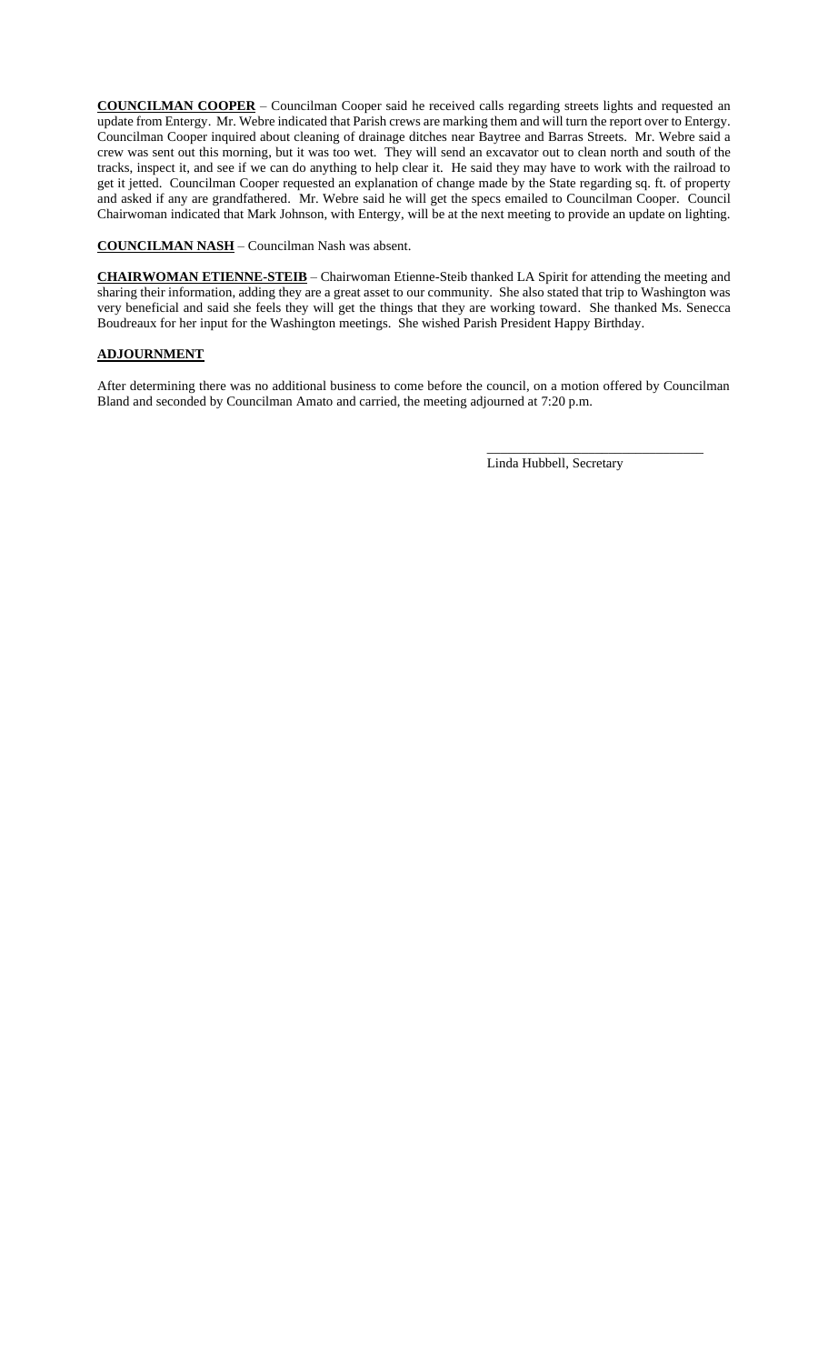**COUNCILMAN COOPER** – Councilman Cooper said he received calls regarding streets lights and requested an update from Entergy. Mr. Webre indicated that Parish crews are marking them and will turn the report over to Entergy. Councilman Cooper inquired about cleaning of drainage ditches near Baytree and Barras Streets. Mr. Webre said a crew was sent out this morning, but it was too wet. They will send an excavator out to clean north and south of the tracks, inspect it, and see if we can do anything to help clear it. He said they may have to work with the railroad to get it jetted. Councilman Cooper requested an explanation of change made by the State regarding sq. ft. of property and asked if any are grandfathered. Mr. Webre said he will get the specs emailed to Councilman Cooper. Council Chairwoman indicated that Mark Johnson, with Entergy, will be at the next meeting to provide an update on lighting.

**COUNCILMAN NASH** – Councilman Nash was absent.

**CHAIRWOMAN ETIENNE-STEIB** – Chairwoman Etienne-Steib thanked LA Spirit for attending the meeting and sharing their information, adding they are a great asset to our community. She also stated that trip to Washington was very beneficial and said she feels they will get the things that they are working toward. She thanked Ms. Senecca Boudreaux for her input for the Washington meetings. She wished Parish President Happy Birthday.

**ADJOURNMENT**

After determining there was no additional business to come before the council, on a motion offered by Councilman Bland and seconded by Councilman Amato and carried, the meeting adjourned at 7:20 p.m.

\_\_\_\_\_\_\_\_\_\_\_\_\_\_\_\_\_\_\_\_\_\_\_\_\_\_\_\_\_\_\_\_

Linda Hubbell, Secretary